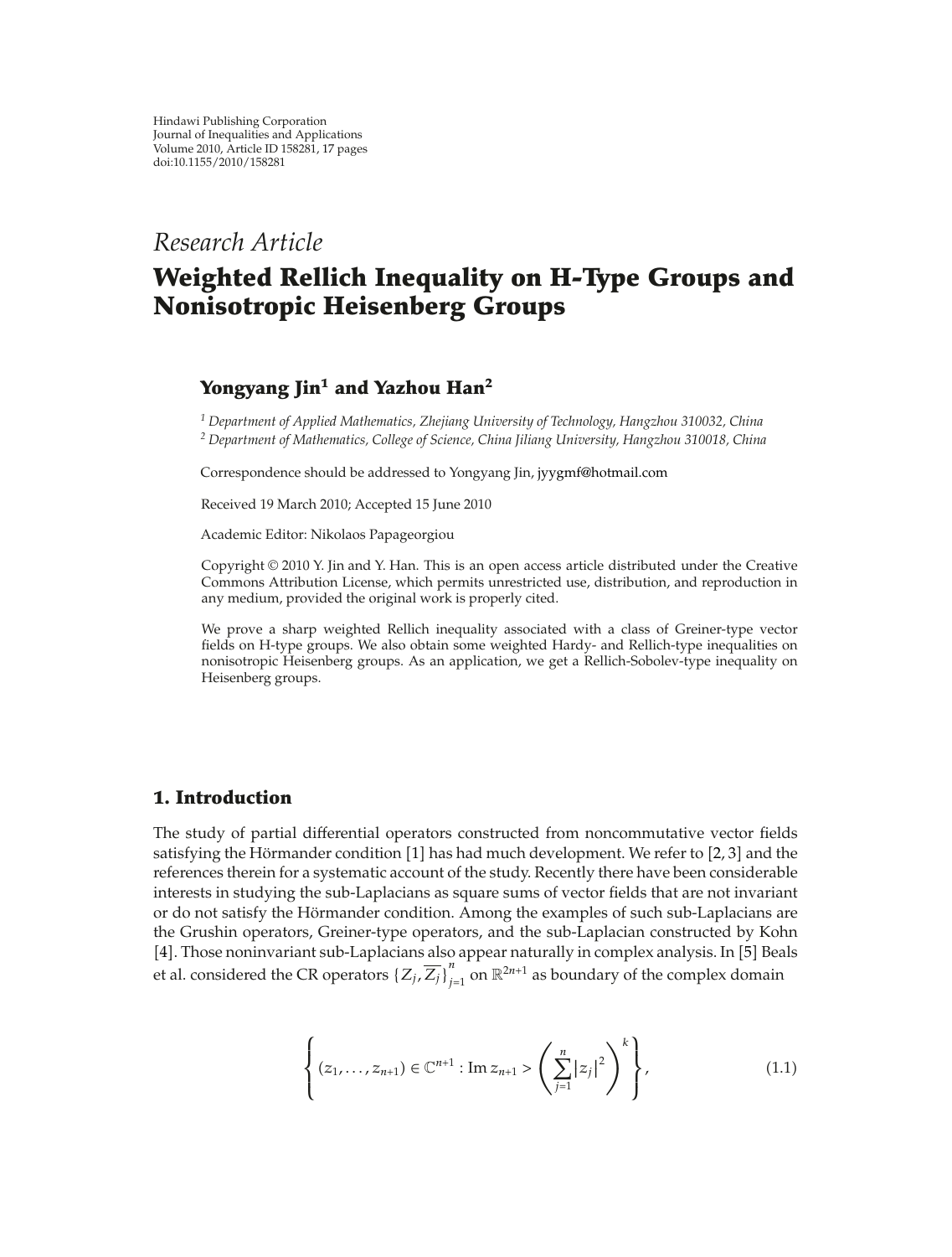Hindawi Publishing Corporation
Journal of Inequalities and Applications
Volume 2010, Article ID 158281, 17 pages
doi:10.1155/2010/158281

*Research Article*

# Weighted Rellich Inequality on H-Type Groups and Nonisotropic Heisenberg Groups

**Yongyang Jin[1] and Yazhou Han[2]**

[1] *Department of Applied Mathematics, Zhejiang University of Technology, Hangzhou 310032, China*
[2] *Department of Mathematics, College of Science, China Jiliang University, Hangzhou 310018, China*

Correspondence should be addressed to Yongyang Jin, jyygmf@hotmail.com

Received 19 March 2010; Accepted 15 June 2010

Academic Editor: Nikolaos Papageorgiou

Copyright © 2010 Y. Jin and Y. Han. This is an open access article distributed under the Creative Commons Attribution License, which permits unrestricted use, distribution, and reproduction in any medium, provided the original work is properly cited.

We prove a sharp weighted Rellich inequality associated with a class of Greiner-type vector fields on H-type groups. We also obtain some weighted Hardy- and Rellich-type inequalities on nonisotropic Heisenberg groups. As an application, we get a Rellich-Sobolev-type inequality on Heisenberg groups.

## 1. Introduction

The study of partial differential operators constructed from noncommutative vector fields satisfying the Hörmander condition [1] has had much development. We refer to [2, 3] and the references therein for a systematic account of the study. Recently there have been considerable interests in studying the sub-Laplacians as square sums of vector fields that are not invariant or do not satisfy the Hörmander condition. Among the examples of such sub-Laplacians are the Grushin operators, Greiner-type operators, and the sub-Laplacian constructed by Kohn [4]. Those noninvariant sub-Laplacians also appear naturally in complex analysis. In [5] Beals et al. considered the CR operators $\{Z_j, \overline{Z_j}\}_{j=1}^{n}$ on $\mathbb{R}^{2n+1}$ as boundary of the complex domain

$$\left\{ (z_1, \ldots, z_{n+1}) \in \mathbb{C}^{n+1} : \operatorname{Im} z_{n+1} > \left( \sum_{j=1}^{n} |z_j|^2 \right)^k \right\}, \tag{1.1}$$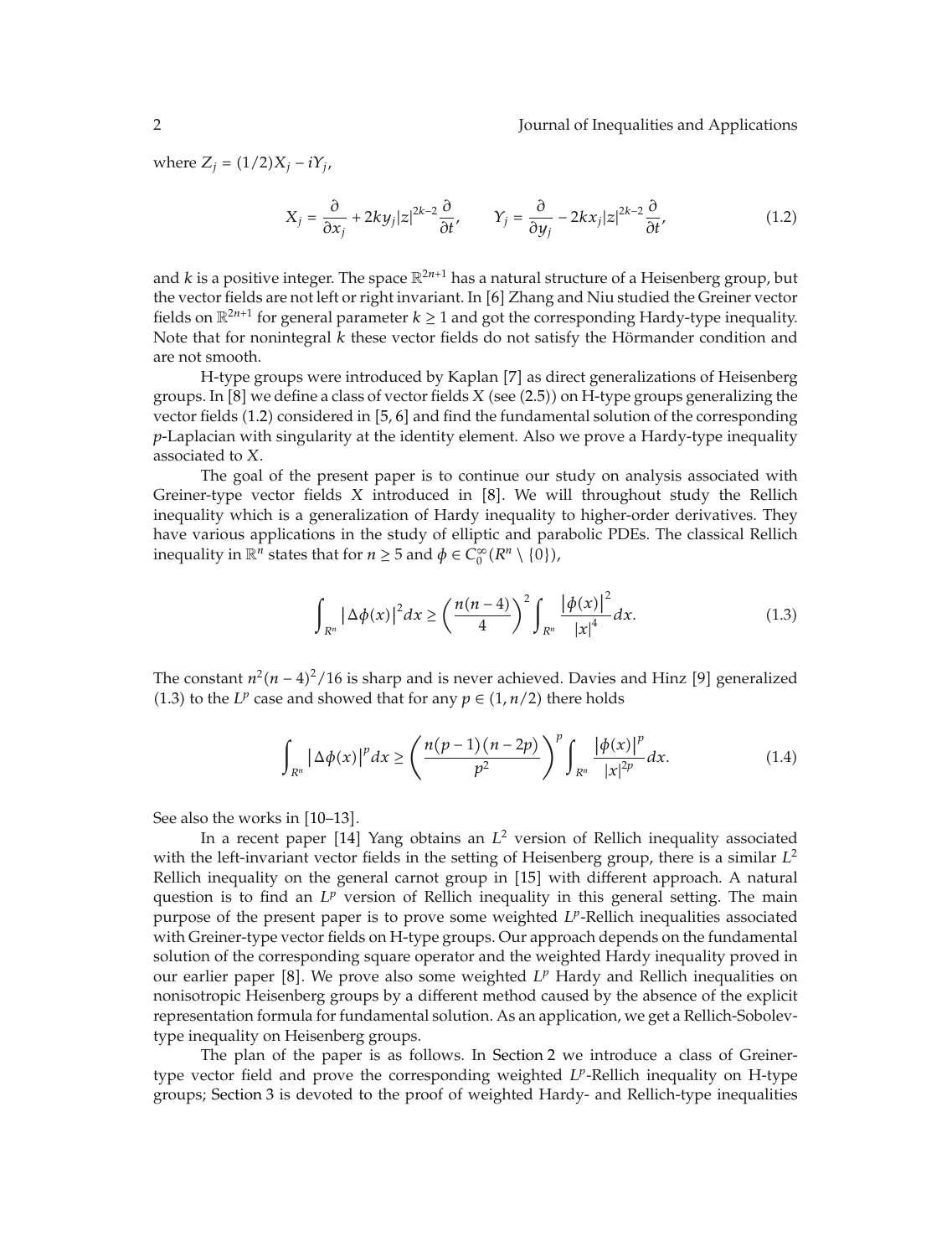where $Z_j = (1/2)X_j - iY_j$,

$$X_j = \frac{\partial}{\partial x_j} + 2ky_j|z|^{2k-2}\frac{\partial}{\partial t}, \qquad Y_j = \frac{\partial}{\partial y_j} - 2kx_j|z|^{2k-2}\frac{\partial}{\partial t}, \tag{1.2}$$

and $k$ is a positive integer. The space $\mathbb{R}^{2n+1}$ has a natural structure of a Heisenberg group, but the vector fields are not left or right invariant. In [6] Zhang and Niu studied the Greiner vector fields on $\mathbb{R}^{2n+1}$ for general parameter $k \geq 1$ and got the corresponding Hardy-type inequality. Note that for nonintegral $k$ these vector fields do not satisfy the Hörmander condition and are not smooth.

H-type groups were introduced by Kaplan [7] as direct generalizations of Heisenberg groups. In [8] we define a class of vector fields $X$ (see (2.5)) on H-type groups generalizing the vector fields (1.2) considered in [5, 6] and find the fundamental solution of the corresponding $p$-Laplacian with singularity at the identity element. Also we prove a Hardy-type inequality associated to $X$.

The goal of the present paper is to continue our study on analysis associated with Greiner-type vector fields $X$ introduced in [8]. We will throughout study the Rellich inequality which is a generalization of Hardy inequality to higher-order derivatives. They have various applications in the study of elliptic and parabolic PDEs. The classical Rellich inequality in $\mathbb{R}^n$ states that for $n \geq 5$ and $\phi \in C_0^\infty(R^n \setminus \{0\})$,

$$\int_{R^n} |\Delta\phi(x)|^2 dx \geq \left(\frac{n(n-4)}{4}\right)^2 \int_{R^n} \frac{|\phi(x)|^2}{|x|^4} dx. \tag{1.3}$$

The constant $n^2(n-4)^2/16$ is sharp and is never achieved. Davies and Hinz [9] generalized (1.3) to the $L^p$ case and showed that for any $p \in (1, n/2)$ there holds

$$\int_{R^n} |\Delta\phi(x)|^p dx \geq \left(\frac{n(p-1)(n-2p)}{p^2}\right)^p \int_{R^n} \frac{|\phi(x)|^p}{|x|^{2p}} dx. \tag{1.4}$$

See also the works in [10–13].

In a recent paper [14] Yang obtains an $L^2$ version of Rellich inequality associated with the left-invariant vector fields in the setting of Heisenberg group, there is a similar $L^2$ Rellich inequality on the general carnot group in [15] with different approach. A natural question is to find an $L^p$ version of Rellich inequality in this general setting. The main purpose of the present paper is to prove some weighted $L^p$-Rellich inequalities associated with Greiner-type vector fields on H-type groups. Our approach depends on the fundamental solution of the corresponding square operator and the weighted Hardy inequality proved in our earlier paper [8]. We prove also some weighted $L^p$ Hardy and Rellich inequalities on nonisotropic Heisenberg groups by a different method caused by the absence of the explicit representation formula for fundamental solution. As an application, we get a Rellich-Sobolev-type inequality on Heisenberg groups.

The plan of the paper is as follows. In Section 2 we introduce a class of Greiner-type vector field and prove the corresponding weighted $L^p$-Rellich inequality on H-type groups; Section 3 is devoted to the proof of weighted Hardy- and Rellich-type inequalities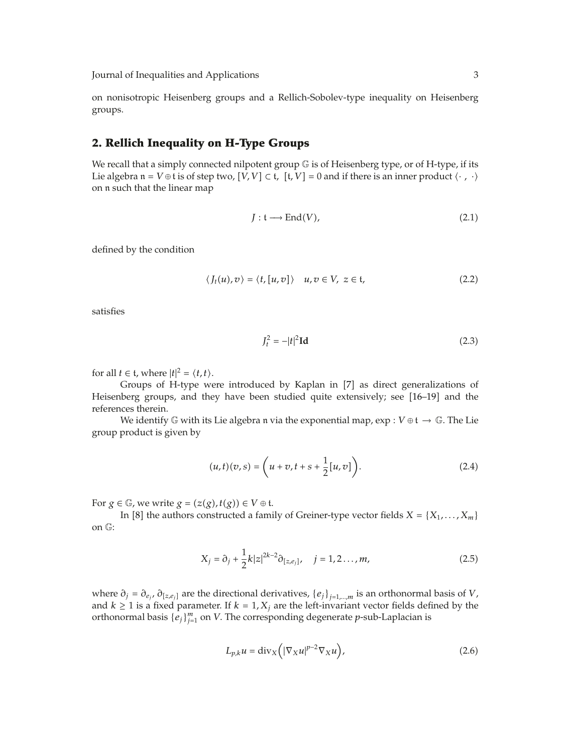on nonisotropic Heisenberg groups and a Rellich-Sobolev-type inequality on Heisenberg groups.

## 2. Rellich Inequality on H-Type Groups

We recall that a simply connected nilpotent group $\mathbb{G}$ is of Heisenberg type, or of H-type, if its Lie algebra $\mathfrak{n} = V \oplus \mathfrak{t}$ is of step two, $[V, V] \subset \mathfrak{t}$, $[\mathfrak{t}, V] = 0$ and if there is an inner product $\langle \cdot\ ,\ \cdot \rangle$ on $\mathfrak{n}$ such that the linear map

$$J : \mathfrak{t} \longrightarrow \operatorname{End}(V), \tag{2.1}$$

defined by the condition

$$\langle J_t(u), v \rangle = \langle t, [u, v] \rangle \quad u, v \in V,\ z \in \mathfrak{t}, \tag{2.2}$$

satisfies

$$J_t^2 = -|t|^2 \mathbf{Id} \tag{2.3}$$

for all $t \in \mathfrak{t}$, where $|t|^2 = \langle t, t \rangle$.

Groups of H-type were introduced by Kaplan in [7] as direct generalizations of Heisenberg groups, and they have been studied quite extensively; see [16–19] and the references therein.

We identify $\mathbb{G}$ with its Lie algebra $\mathfrak{n}$ via the exponential map, $\exp : V \oplus \mathfrak{t} \rightarrow \mathbb{G}$. The Lie group product is given by

$$(u, t)(v, s) = \left( u + v, t + s + \frac{1}{2}[u, v] \right). \tag{2.4}$$

For $g \in \mathbb{G}$, we write $g = (z(g), t(g)) \in V \oplus \mathfrak{t}$.

In [8] the authors constructed a family of Greiner-type vector fields $X = \{X_1, \ldots, X_m\}$ on $\mathbb{G}$:

$$X_j = \partial_j + \frac{1}{2} k |z|^{2k-2} \partial_{[z, e_j]}, \quad j = 1, 2 \ldots, m, \tag{2.5}$$

where $\partial_j = \partial_{e_j}$, $\partial_{[z, e_j]}$ are the directional derivatives, $\{e_j\}_{j=1,\ldots,m}$ is an orthonormal basis of $V$, and $k \geq 1$ is a fixed parameter. If $k = 1$, $X_j$ are the left-invariant vector fields defined by the orthonormal basis $\{e_j\}_{j=1}^{m}$ on $V$. The corresponding degenerate $p$-sub-Laplacian is

$$L_{p,k} u = \operatorname{div}_X \left( |\nabla_X u|^{p-2} \nabla_X u \right), \tag{2.6}$$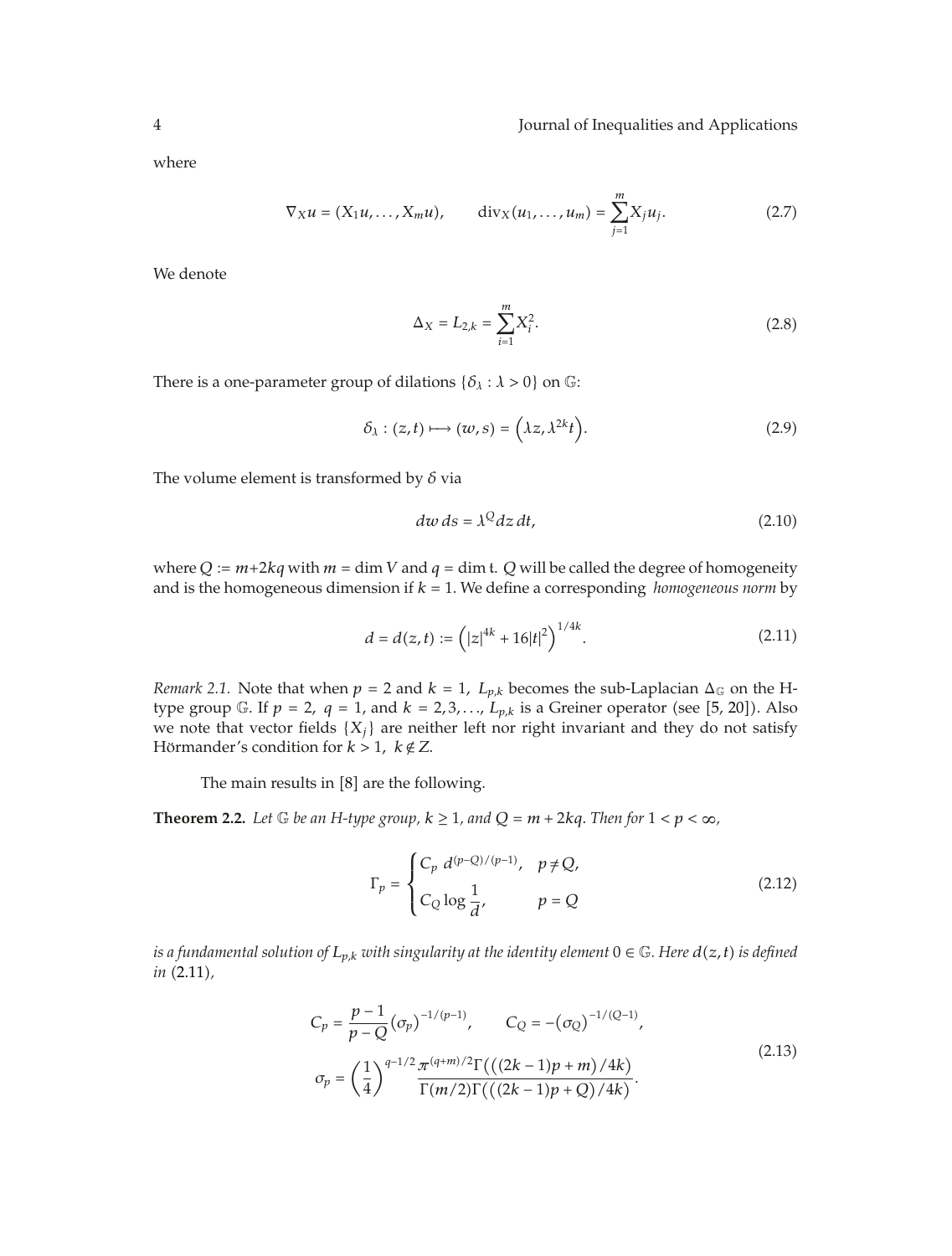where

$$\nabla_X u = (X_1 u, \ldots, X_m u), \qquad \operatorname{div}_X(u_1, \ldots, u_m) = \sum_{j=1}^{m} X_j u_j. \tag{2.7}$$

We denote

$$\Delta_X = L_{2,k} = \sum_{i=1}^{m} X_i^2. \tag{2.8}$$

There is a one-parameter group of dilations $\{\delta_\lambda : \lambda > 0\}$ on $\mathbb{G}$:

$$\delta_\lambda : (z,t) \longmapsto (w,s) = \left(\lambda z, \lambda^{2k} t\right). \tag{2.9}$$

The volume element is transformed by $\delta$ via

$$dw\, ds = \lambda^{Q} dz\, dt, \tag{2.10}$$

where $Q := m+2kq$ with $m = \dim V$ and $q = \dim \mathfrak{t}$. $Q$ will be called the degree of homogeneity and is the homogeneous dimension if $k = 1$. We define a corresponding *homogeneous norm* by

$$d = d(z,t) := \left(|z|^{4k} + 16|t|^2\right)^{1/4k}. \tag{2.11}$$

*Remark 2.1.* Note that when $p = 2$ and $k = 1$, $L_{p,k}$ becomes the sub-Laplacian $\Delta_{\mathbb{G}}$ on the H-type group $\mathbb{G}$. If $p = 2$, $q = 1$, and $k = 2, 3, \ldots$, $L_{p,k}$ is a Greiner operator (see [5, 20]). Also we note that vector fields $\{X_j\}$ are neither left nor right invariant and they do not satisfy Hörmander's condition for $k > 1$, $k \notin Z$.

The main results in [8] are the following.

**Theorem 2.2.** *Let $\mathbb{G}$ be an H-type group, $k \geq 1$, and $Q = m + 2kq$. Then for $1 < p < \infty$,*

$$\Gamma_p = \begin{cases} C_p\ d^{(p-Q)/(p-1)}, & p \neq Q, \\ C_Q \log \dfrac{1}{d}, & p = Q \end{cases} \tag{2.12}$$

*is a fundamental solution of $L_{p,k}$ with singularity at the identity element $0 \in \mathbb{G}$. Here $d(z,t)$ is defined in* (2.11),

$$\begin{gathered} C_p = \frac{p-1}{p-Q}\left(\sigma_p\right)^{-1/(p-1)}, \qquad C_Q = -\left(\sigma_Q\right)^{-1/(Q-1)}, \\ \sigma_p = \left(\frac{1}{4}\right)^{q-1/2} \frac{\pi^{(q+m)/2}\Gamma\left(\left((2k-1)p+m\right)/4k\right)}{\Gamma(m/2)\Gamma\left(\left((2k-1)p+Q\right)/4k\right)}. \end{gathered} \tag{2.13}$$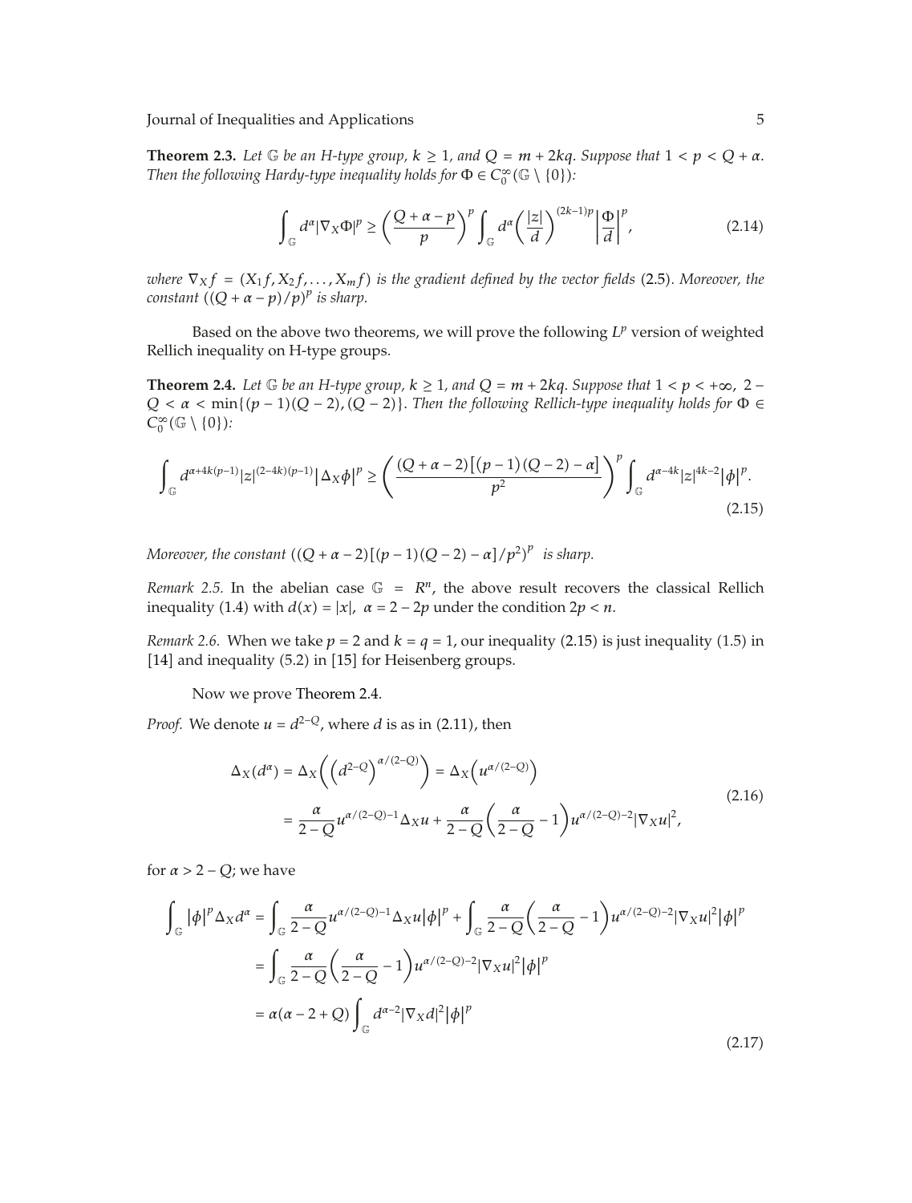**Theorem 2.3.** *Let $\mathbb{G}$ be an H-type group, $k \geq 1$, and $Q = m + 2kq$. Suppose that $1 < p < Q + \alpha$. Then the following Hardy-type inequality holds for $\Phi \in C_0^\infty(\mathbb{G} \setminus \{0\})$:*

$$\int_{\mathbb{G}} d^\alpha |\nabla_X \Phi|^p \geq \left(\frac{Q + \alpha - p}{p}\right)^p \int_{\mathbb{G}} d^\alpha \left(\frac{|z|}{d}\right)^{(2k-1)p} \left|\frac{\Phi}{d}\right|^p, \tag{2.14}$$

*where $\nabla_X f = (X_1 f, X_2 f, \ldots, X_m f)$ is the gradient defined by the vector fields (2.5). Moreover, the constant $((Q + \alpha - p)/p)^p$ is sharp.*

Based on the above two theorems, we will prove the following $L^p$ version of weighted Rellich inequality on H-type groups.

**Theorem 2.4.** *Let $\mathbb{G}$ be an H-type group, $k \geq 1$, and $Q = m + 2kq$. Suppose that $1 < p < +\infty$, $2 - Q < \alpha < \min\{(p-1)(Q-2), (Q-2)\}$. Then the following Rellich-type inequality holds for $\Phi \in C_0^\infty(\mathbb{G} \setminus \{0\})$:*

$$\int_{\mathbb{G}} d^{\alpha + 4k(p-1)} |z|^{(2-4k)(p-1)} \left|\Delta_X \phi\right|^p \geq \left(\frac{(Q + \alpha - 2)\left[(p-1)(Q-2) - \alpha\right]}{p^2}\right)^p \int_{\mathbb{G}} d^{\alpha - 4k} |z|^{4k-2} |\phi|^p. \tag{2.15}$$

*Moreover, the constant $((Q + \alpha - 2)[(p-1)(Q-2) - \alpha]/p^2)^p$ is sharp.*

*Remark 2.5.* In the abelian case $\mathbb{G} = R^n$, the above result recovers the classical Rellich inequality (1.4) with $d(x) = |x|$, $\alpha = 2 - 2p$ under the condition $2p < n$.

*Remark 2.6.* When we take $p = 2$ and $k = q = 1$, our inequality (2.15) is just inequality (1.5) in [14] and inequality (5.2) in [15] for Heisenberg groups.

Now we prove Theorem 2.4.

*Proof.* We denote $u = d^{2-Q}$, where $d$ is as in (2.11), then

$$\begin{aligned}
\Delta_X(d^\alpha) &= \Delta_X\left(\left(d^{2-Q}\right)^{\alpha/(2-Q)}\right) = \Delta_X\left(u^{\alpha/(2-Q)}\right) \\
&= \frac{\alpha}{2-Q} u^{\alpha/(2-Q)-1} \Delta_X u + \frac{\alpha}{2-Q}\left(\frac{\alpha}{2-Q} - 1\right) u^{\alpha/(2-Q)-2} |\nabla_X u|^2,
\end{aligned} \tag{2.16}$$

for $\alpha > 2 - Q$; we have

$$\begin{aligned}
\int_{\mathbb{G}} |\phi|^p \Delta_X d^\alpha &= \int_{\mathbb{G}} \frac{\alpha}{2-Q} u^{\alpha/(2-Q)-1} \Delta_X u |\phi|^p + \int_{\mathbb{G}} \frac{\alpha}{2-Q}\left(\frac{\alpha}{2-Q} - 1\right) u^{\alpha/(2-Q)-2} |\nabla_X u|^2 |\phi|^p \\
&= \int_{\mathbb{G}} \frac{\alpha}{2-Q}\left(\frac{\alpha}{2-Q} - 1\right) u^{\alpha/(2-Q)-2} |\nabla_X u|^2 |\phi|^p \\
&= \alpha(\alpha - 2 + Q) \int_{\mathbb{G}} d^{\alpha-2} |\nabla_X d|^2 |\phi|^p
\end{aligned} \tag{2.17}$$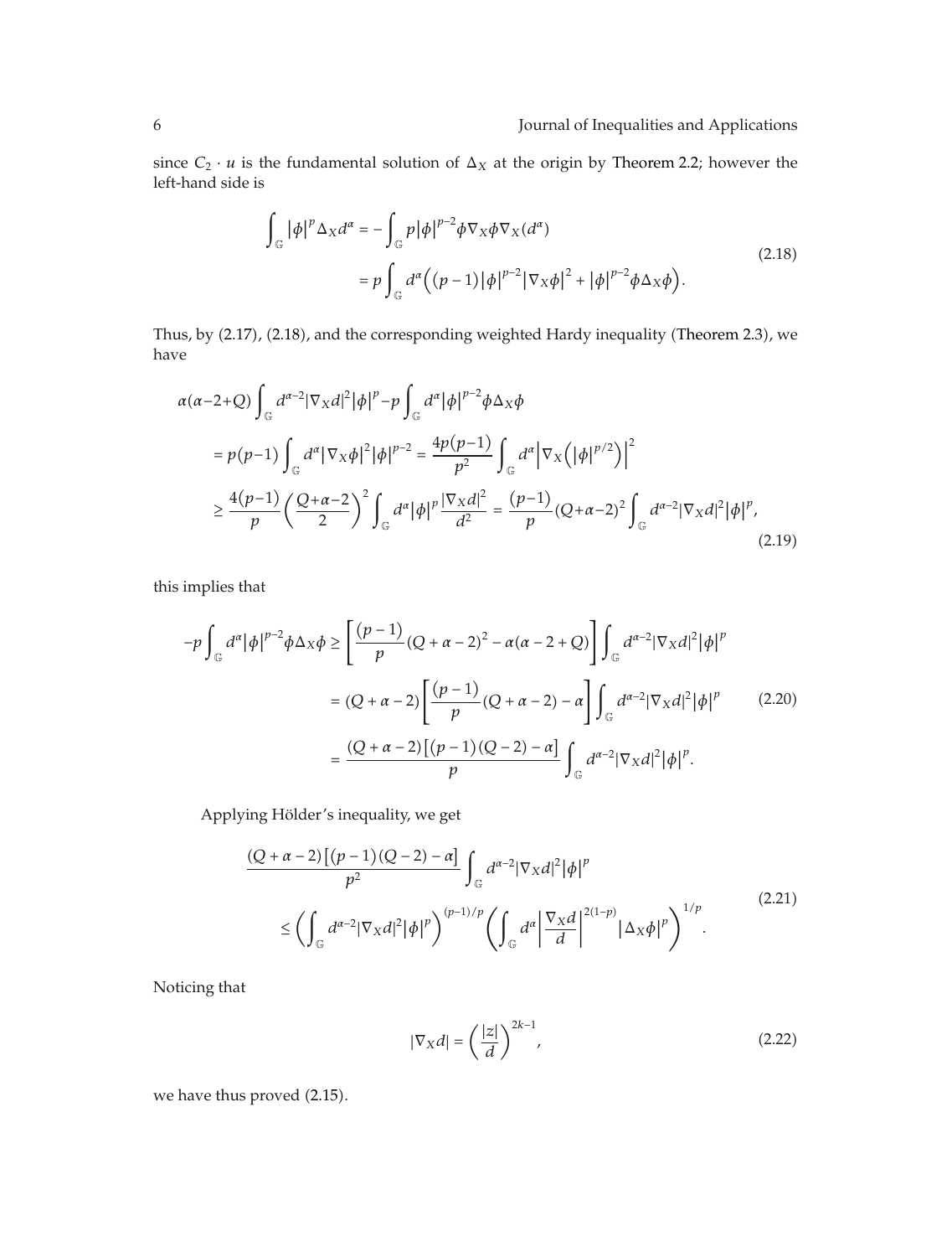since $C_2 \cdot u$ is the fundamental solution of $\Delta_X$ at the origin by Theorem 2.2; however the left-hand side is

$$
\begin{aligned}
\int_{\mathbb{G}} |\phi|^p \Delta_X d^\alpha &= -\int_{\mathbb{G}} p|\phi|^{p-2}\phi \nabla_X \phi \nabla_X (d^\alpha) \\
&= p\int_{\mathbb{G}} d^\alpha \Big( (p-1)|\phi|^{p-2}|\nabla_X \phi|^2 + |\phi|^{p-2}\phi \Delta_X \phi \Big).
\end{aligned}
\tag{2.18}
$$

Thus, by (2.17), (2.18), and the corresponding weighted Hardy inequality (Theorem 2.3), we have

$$
\begin{aligned}
&\alpha(\alpha-2+Q)\int_{\mathbb{G}} d^{\alpha-2}|\nabla_X d|^2 |\phi|^p - p\int_{\mathbb{G}} d^\alpha |\phi|^{p-2}\phi\Delta_X\phi \\
&\quad = p(p-1)\int_{\mathbb{G}} d^\alpha |\nabla_X \phi|^2 |\phi|^{p-2} = \frac{4p(p-1)}{p^2}\int_{\mathbb{G}} d^\alpha \left|\nabla_X\left(|\phi|^{p/2}\right)\right|^2 \\
&\quad \geq \frac{4(p-1)}{p}\left(\frac{Q+\alpha-2}{2}\right)^2 \int_{\mathbb{G}} d^\alpha |\phi|^p \frac{|\nabla_X d|^2}{d^2} = \frac{(p-1)}{p}(Q+\alpha-2)^2 \int_{\mathbb{G}} d^{\alpha-2}|\nabla_X d|^2 |\phi|^p,
\end{aligned}
\tag{2.19}
$$

this implies that

$$
\begin{aligned}
-p\int_{\mathbb{G}} d^\alpha |\phi|^{p-2}\phi\Delta_X\phi &\geq \left[\frac{(p-1)}{p}(Q+\alpha-2)^2 - \alpha(\alpha-2+Q)\right]\int_{\mathbb{G}} d^{\alpha-2}|\nabla_X d|^2|\phi|^p \\
&= (Q+\alpha-2)\left[\frac{(p-1)}{p}(Q+\alpha-2) - \alpha\right]\int_{\mathbb{G}} d^{\alpha-2}|\nabla_X d|^2|\phi|^p \\
&= \frac{(Q+\alpha-2)\left[(p-1)(Q-2)-\alpha\right]}{p}\int_{\mathbb{G}} d^{\alpha-2}|\nabla_X d|^2|\phi|^p.
\end{aligned}
\tag{2.20}
$$

Applying Hölder's inequality, we get

$$
\begin{aligned}
&\frac{(Q+\alpha-2)\left[(p-1)(Q-2)-\alpha\right]}{p^2}\int_{\mathbb{G}} d^{\alpha-2}|\nabla_X d|^2|\phi|^p \\
&\quad \leq \left(\int_{\mathbb{G}} d^{\alpha-2}|\nabla_X d|^2|\phi|^p\right)^{(p-1)/p}\left(\int_{\mathbb{G}} d^\alpha \left|\frac{\nabla_X d}{d}\right|^{2(1-p)}|\Delta_X\phi|^p\right)^{1/p}.
\end{aligned}
\tag{2.21}
$$

Noticing that

$$
|\nabla_X d| = \left(\frac{|z|}{d}\right)^{2k-1},
\tag{2.22}
$$

we have thus proved (2.15).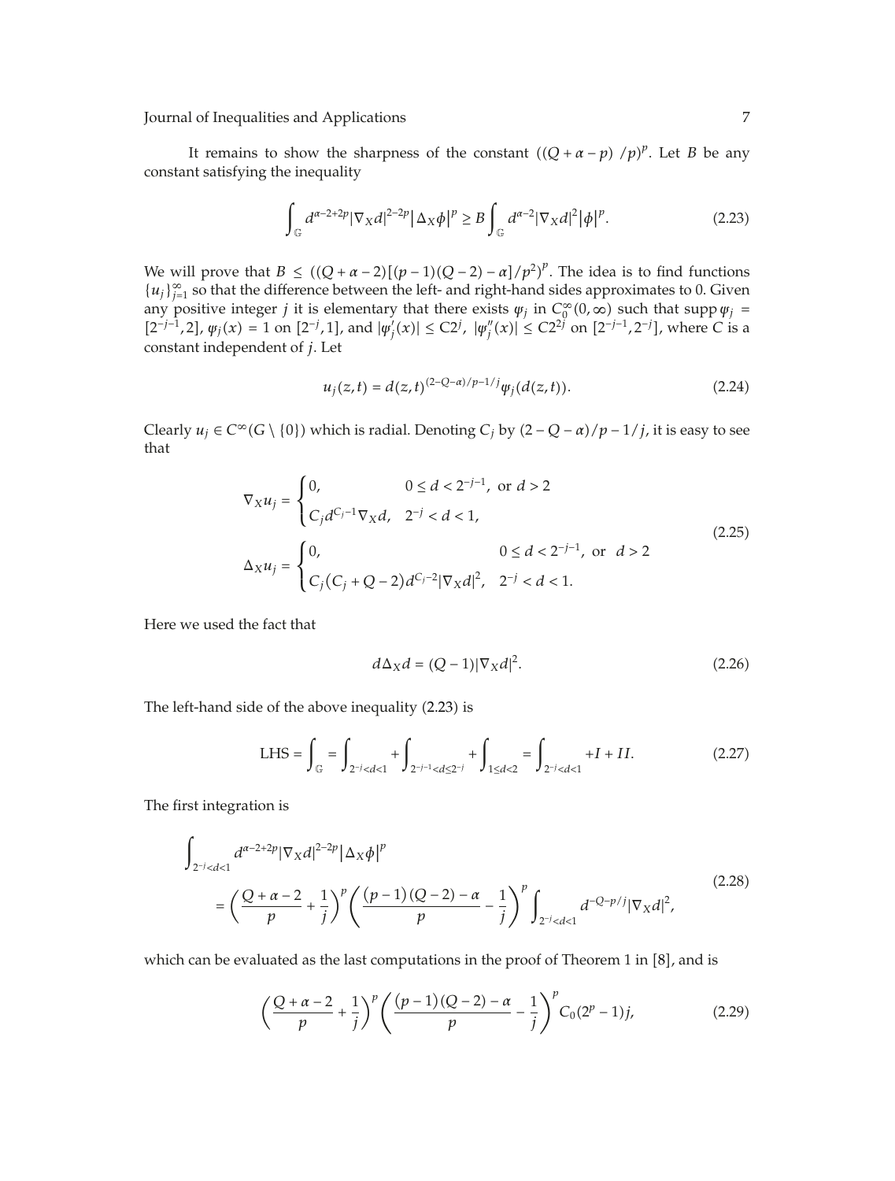It remains to show the sharpness of the constant $((Q+\alpha-p)/p)^p$. Let $B$ be any constant satisfying the inequality

$$\int_{\mathbb{G}} d^{\alpha-2+2p}|\nabla_X d|^{2-2p}\left|\Delta_X \phi\right|^p \geq B\int_{\mathbb{G}} d^{\alpha-2}|\nabla_X d|^2|\phi|^p. \tag{2.23}$$

We will prove that $B \leq ((Q+\alpha-2)[(p-1)(Q-2)-\alpha]/p^2)^p$. The idea is to find functions $\{u_j\}_{j=1}^{\infty}$ so that the difference between the left- and right-hand sides approximates to 0. Given any positive integer $j$ it is elementary that there exists $\psi_j$ in $C_0^{\infty}(0,\infty)$ such that $\operatorname{supp}\psi_j = [2^{-j-1},2]$, $\psi_j(x)=1$ on $[2^{-j},1]$, and $|\psi_j'(x)| \leq C2^j$, $|\psi_j''(x)| \leq C2^{2j}$ on $[2^{-j-1},2^{-j}]$, where $C$ is a constant independent of $j$. Let

$$u_j(z,t) = d(z,t)^{(2-Q-\alpha)/p-1/j}\psi_j(d(z,t)). \tag{2.24}$$

Clearly $u_j \in C^{\infty}(G\setminus\{0\})$ which is radial. Denoting $C_j$ by $(2-Q-\alpha)/p-1/j$, it is easy to see that

$$\begin{aligned}
\nabla_X u_j &= \begin{cases} 0, & 0 \leq d < 2^{-j-1}, \text{ or } d > 2 \\ C_j d^{C_j-1}\nabla_X d, & 2^{-j} < d < 1, \end{cases} \\
\Delta_X u_j &= \begin{cases} 0, & 0 \leq d < 2^{-j-1}, \text{ or } d > 2 \\ C_j(C_j+Q-2)d^{C_j-2}|\nabla_X d|^2, & 2^{-j} < d < 1. \end{cases}
\end{aligned} \tag{2.25}$$

Here we used the fact that

$$d\Delta_X d = (Q-1)|\nabla_X d|^2. \tag{2.26}$$

The left-hand side of the above inequality (2.23) is

$$\text{LHS} = \int_{\mathbb{G}} = \int_{2^{-j}<d<1} + \int_{2^{-j-1}<d\leq 2^{-j}} + \int_{1\leq d<2} = \int_{2^{-j}<d<1} + I + II. \tag{2.27}$$

The first integration is

$$\begin{aligned}
&\int_{2^{-j}<d<1} d^{\alpha-2+2p}|\nabla_X d|^{2-2p}\left|\Delta_X\phi\right|^p \\
&\quad = \left(\frac{Q+\alpha-2}{p}+\frac{1}{j}\right)^p\left(\frac{(p-1)(Q-2)-\alpha}{p}-\frac{1}{j}\right)^p\int_{2^{-j}<d<1} d^{-Q-p/j}|\nabla_X d|^2,
\end{aligned} \tag{2.28}$$

which can be evaluated as the last computations in the proof of Theorem 1 in [8], and is

$$\left(\frac{Q+\alpha-2}{p}+\frac{1}{j}\right)^p\left(\frac{(p-1)(Q-2)-\alpha}{p}-\frac{1}{j}\right)^p C_0(2^p-1)j, \tag{2.29}$$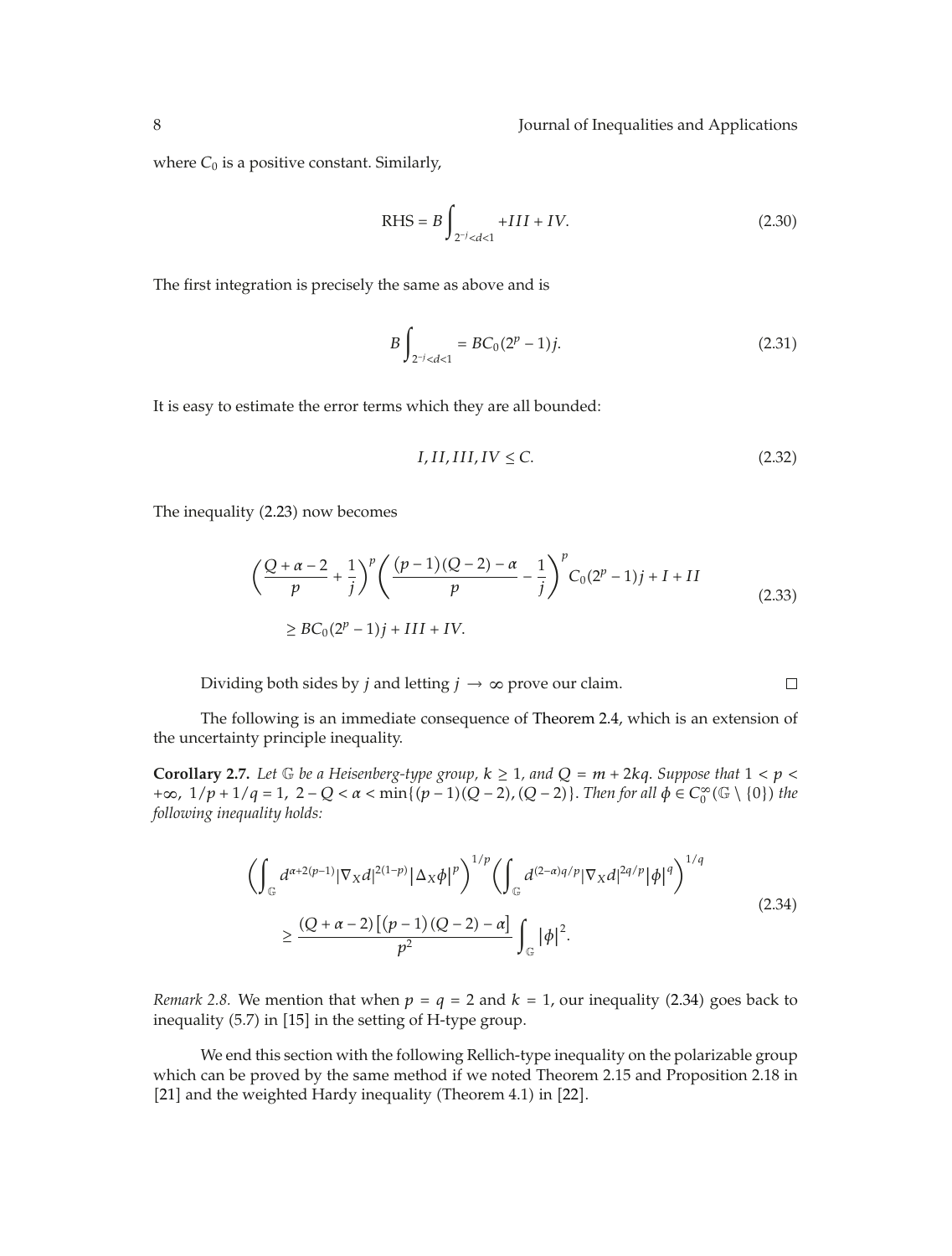where $C_0$ is a positive constant. Similarly,

$$\text{RHS} = B\int_{2^{-j}<d<1} + III + IV. \tag{2.30}$$

The first integration is precisely the same as above and is

$$B\int_{2^{-j}<d<1} = BC_0(2^p - 1)j. \tag{2.31}$$

It is easy to estimate the error terms which they are all bounded:

$$I, II, III, IV \le C. \tag{2.32}$$

The inequality (2.23) now becomes

$$\begin{aligned} &\left(\frac{Q+\alpha-2}{p}+\frac{1}{j}\right)^p\left(\frac{(p-1)(Q-2)-\alpha}{p}-\frac{1}{j}\right)^p C_0(2^p-1)j + I + II \\ &\quad \ge BC_0(2^p-1)j + III + IV. \end{aligned} \tag{2.33}$$

Dividing both sides by $j$ and letting $j \to \infty$ prove our claim. $\square$

The following is an immediate consequence of Theorem 2.4, which is an extension of the uncertainty principle inequality.

**Corollary 2.7.** *Let $\mathbb{G}$ be a Heisenberg-type group, $k \ge 1$, and $Q = m + 2kq$. Suppose that $1 < p < +\infty$, $1/p + 1/q = 1$, $2 - Q < \alpha < \min\{(p-1)(Q-2), (Q-2)\}$. Then for all $\phi \in C_0^\infty(\mathbb{G} \setminus \{0\})$ the following inequality holds:*

$$\begin{aligned} &\left(\int_{\mathbb{G}} d^{\alpha+2(p-1)}|\nabla_X d|^{2(1-p)}|\Delta_X \phi|^p\right)^{1/p}\left(\int_{\mathbb{G}} d^{(2-\alpha)q/p}|\nabla_X d|^{2q/p}|\phi|^q\right)^{1/q} \\ &\quad \ge \frac{(Q+\alpha-2)\left[(p-1)(Q-2)-\alpha\right]}{p^2}\int_{\mathbb{G}}|\phi|^2. \end{aligned} \tag{2.34}$$

*Remark 2.8.* We mention that when $p = q = 2$ and $k = 1$, our inequality (2.34) goes back to inequality (5.7) in [15] in the setting of H-type group.

We end this section with the following Rellich-type inequality on the polarizable group which can be proved by the same method if we noted Theorem 2.15 and Proposition 2.18 in [21] and the weighted Hardy inequality (Theorem 4.1) in [22].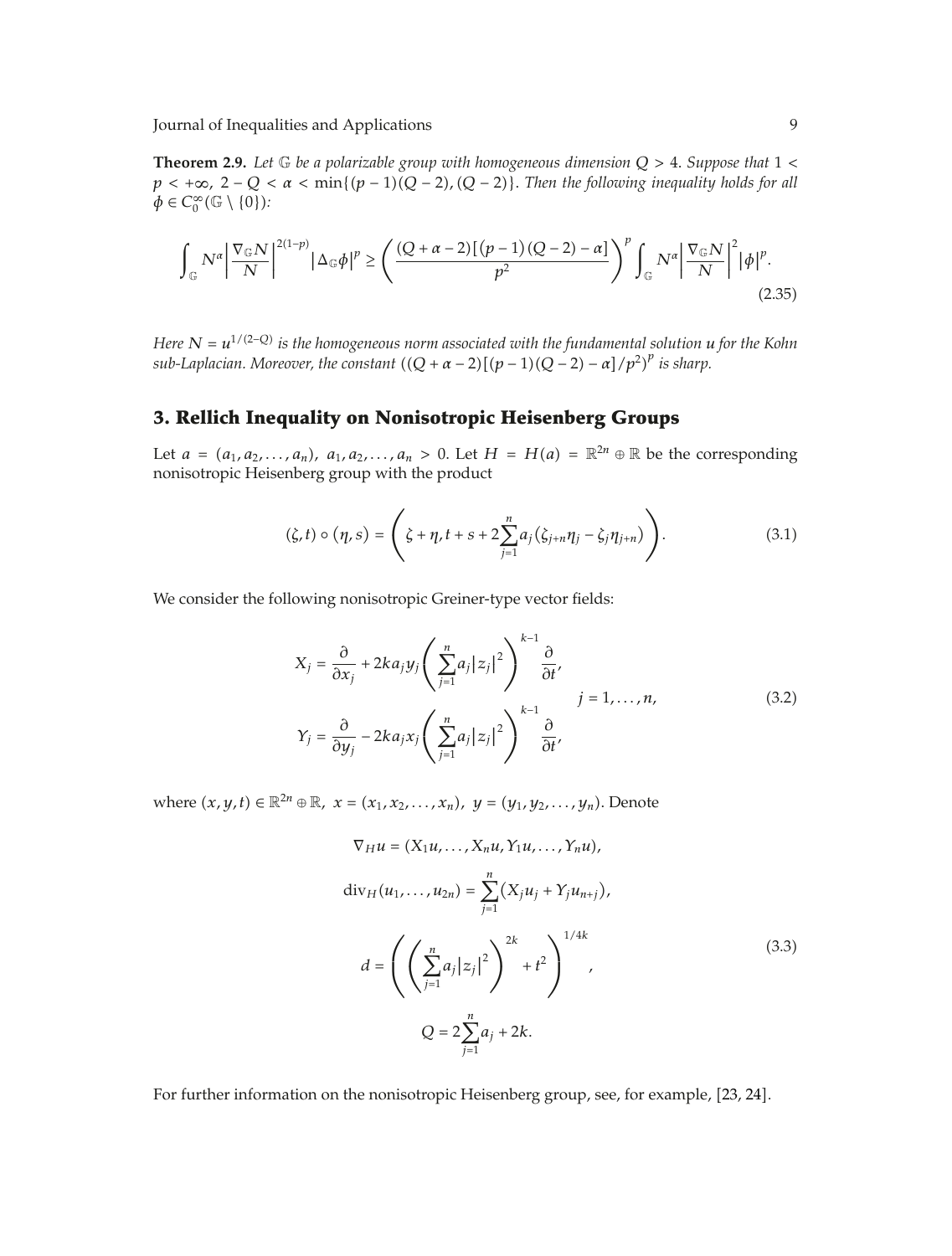**Theorem 2.9.** *Let $\mathbb{G}$ be a polarizable group with homogeneous dimension $Q > 4$. Suppose that $1 < p < +\infty$, $2 - Q < \alpha < \min\{(p-1)(Q-2), (Q-2)\}$. Then the following inequality holds for all $\phi \in C_0^\infty(\mathbb{G} \setminus \{0\})$:*

$$\int_{\mathbb{G}} N^\alpha \left| \frac{\nabla_{\mathbb{G}} N}{N} \right|^{2(1-p)} |\Delta_{\mathbb{G}} \phi|^p \geq \left( \frac{(Q+\alpha-2)[(p-1)(Q-2)-\alpha]}{p^2} \right)^p \int_{\mathbb{G}} N^\alpha \left| \frac{\nabla_{\mathbb{G}} N}{N} \right|^2 |\phi|^p. \tag{2.35}$$

*Here $N = u^{1/(2-Q)}$ is the homogeneous norm associated with the fundamental solution $u$ for the Kohn sub-Laplacian. Moreover, the constant $((Q+\alpha-2)[(p-1)(Q-2)-\alpha]/p^2)^p$ is sharp.*

## 3. Rellich Inequality on Nonisotropic Heisenberg Groups

Let $a = (a_1, a_2, \ldots, a_n)$, $a_1, a_2, \ldots, a_n > 0$. Let $H = H(a) = \mathbb{R}^{2n} \oplus \mathbb{R}$ be the corresponding nonisotropic Heisenberg group with the product

$$(\zeta, t) \circ (\eta, s) = \left( \zeta + \eta, t + s + 2\sum_{j=1}^{n} a_j (\zeta_{j+n}\eta_j - \zeta_j \eta_{j+n}) \right). \tag{3.1}$$

We consider the following nonisotropic Greiner-type vector fields:

$$\begin{aligned} X_j &= \frac{\partial}{\partial x_j} + 2k a_j y_j \left( \sum_{j=1}^{n} a_j |z_j|^2 \right)^{k-1} \frac{\partial}{\partial t}, \\ Y_j &= \frac{\partial}{\partial y_j} - 2k a_j x_j \left( \sum_{j=1}^{n} a_j |z_j|^2 \right)^{k-1} \frac{\partial}{\partial t}, \end{aligned} \qquad j = 1, \ldots, n, \tag{3.2}$$

where $(x, y, t) \in \mathbb{R}^{2n} \oplus \mathbb{R}$, $x = (x_1, x_2, \ldots, x_n)$, $y = (y_1, y_2, \ldots, y_n)$. Denote

$$\begin{aligned} \nabla_H u &= (X_1 u, \ldots, X_n u, Y_1 u, \ldots, Y_n u), \\ \operatorname{div}_H(u_1, \ldots, u_{2n}) &= \sum_{j=1}^{n} (X_j u_j + Y_j u_{n+j}), \\ d &= \left( \left( \sum_{j=1}^{n} a_j |z_j|^2 \right)^{2k} + t^2 \right)^{1/4k}, \\ Q &= 2\sum_{j=1}^{n} a_j + 2k. \end{aligned} \tag{3.3}$$

For further information on the nonisotropic Heisenberg group, see, for example, [23, 24].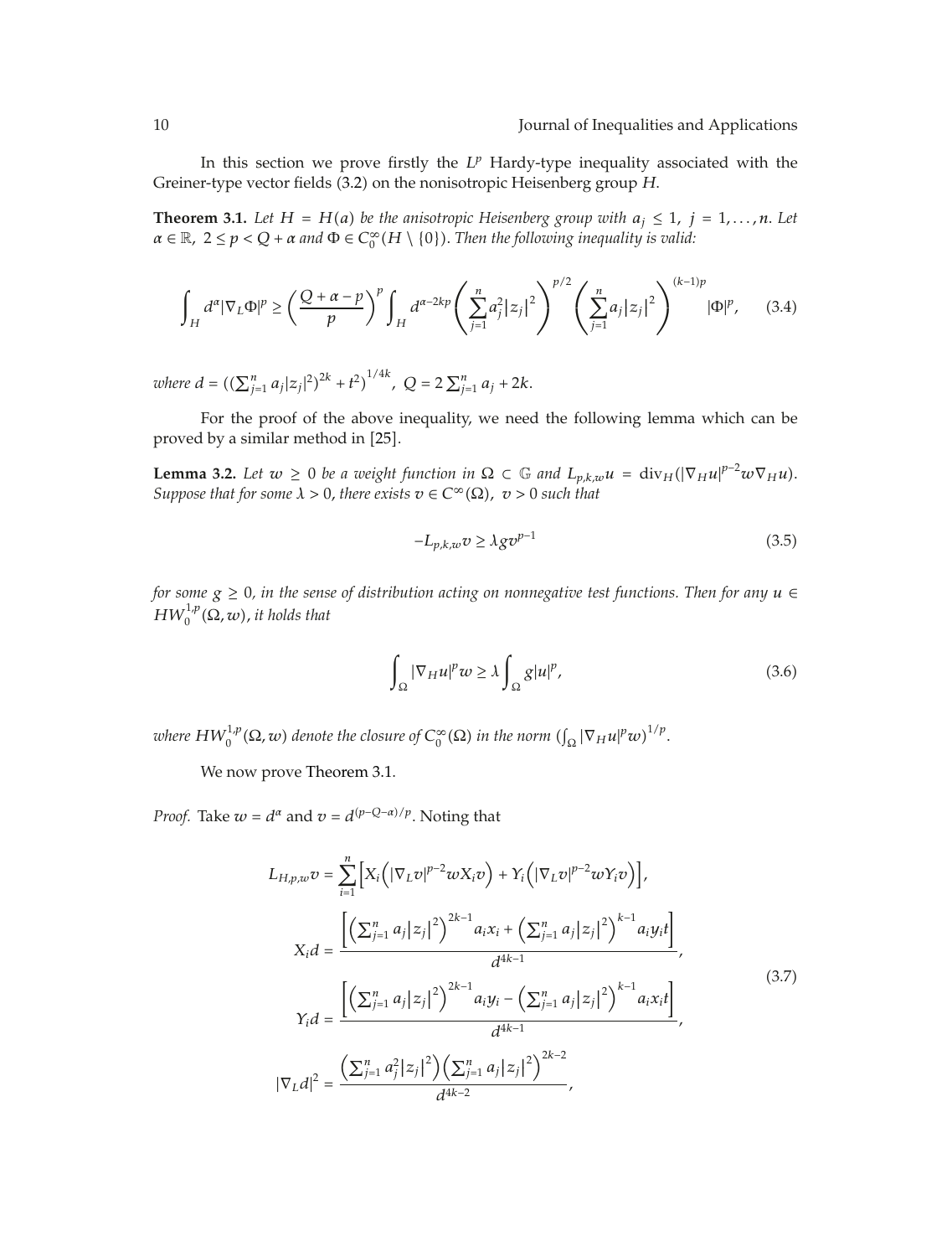In this section we prove firstly the $L^p$ Hardy-type inequality associated with the Greiner-type vector fields (3.2) on the nonisotropic Heisenberg group $H$.

**Theorem 3.1.** *Let $H = H(a)$ be the anisotropic Heisenberg group with $a_j \leq 1$, $j = 1, \ldots, n$. Let $\alpha \in \mathbb{R}$, $2 \leq p < Q + \alpha$ and $\Phi \in C_0^\infty(H \setminus \{0\})$. Then the following inequality is valid:*

$$\int_H d^\alpha |\nabla_L \Phi|^p \geq \left(\frac{Q+\alpha-p}{p}\right)^p \int_H d^{\alpha-2kp} \left(\sum_{j=1}^n a_j^2 |z_j|^2\right)^{p/2} \left(\sum_{j=1}^n a_j |z_j|^2\right)^{(k-1)p} |\Phi|^p, \tag{3.4}$$

*where $d = ((\sum_{j=1}^n a_j |z_j|^2)^{2k} + t^2)^{1/4k}$, $Q = 2\sum_{j=1}^n a_j + 2k$.*

For the proof of the above inequality, we need the following lemma which can be proved by a similar method in [25].

**Lemma 3.2.** *Let $w \geq 0$ be a weight function in $\Omega \subset \mathbb{G}$ and $L_{p,k,w}u = \operatorname{div}_H(|\nabla_H u|^{p-2} w \nabla_H u)$. Suppose that for some $\lambda > 0$, there exists $v \in C^\infty(\Omega)$, $v > 0$ such that*

$$-L_{p,k,w} v \geq \lambda g v^{p-1} \tag{3.5}$$

*for some $g \geq 0$, in the sense of distribution acting on nonnegative test functions. Then for any $u \in HW_0^{1,p}(\Omega, w)$, it holds that*

$$\int_\Omega |\nabla_H u|^p w \geq \lambda \int_\Omega g |u|^p, \tag{3.6}$$

*where $HW_0^{1,p}(\Omega, w)$ denote the closure of $C_0^\infty(\Omega)$ in the norm $(\int_\Omega |\nabla_H u|^p w)^{1/p}$.*

We now prove Theorem 3.1.

*Proof.* Take $w = d^\alpha$ and $v = d^{(p-Q-\alpha)/p}$. Noting that

$$\begin{aligned}
L_{H,p,w} v &= \sum_{i=1}^n \left[X_i\left(|\nabla_L v|^{p-2} w X_i v\right) + Y_i\left(|\nabla_L v|^{p-2} w Y_i v\right)\right], \\
X_i d &= \frac{\left[\left(\sum_{j=1}^n a_j |z_j|^2\right)^{2k-1} a_i x_i + \left(\sum_{j=1}^n a_j |z_j|^2\right)^{k-1} a_i y_i t\right]}{d^{4k-1}}, \\
Y_i d &= \frac{\left[\left(\sum_{j=1}^n a_j |z_j|^2\right)^{2k-1} a_i y_i - \left(\sum_{j=1}^n a_j |z_j|^2\right)^{k-1} a_i x_i t\right]}{d^{4k-1}}, \\
|\nabla_L d|^2 &= \frac{\left(\sum_{j=1}^n a_j^2 |z_j|^2\right)\left(\sum_{j=1}^n a_j |z_j|^2\right)^{2k-2}}{d^{4k-2}},
\end{aligned} \tag{3.7}$$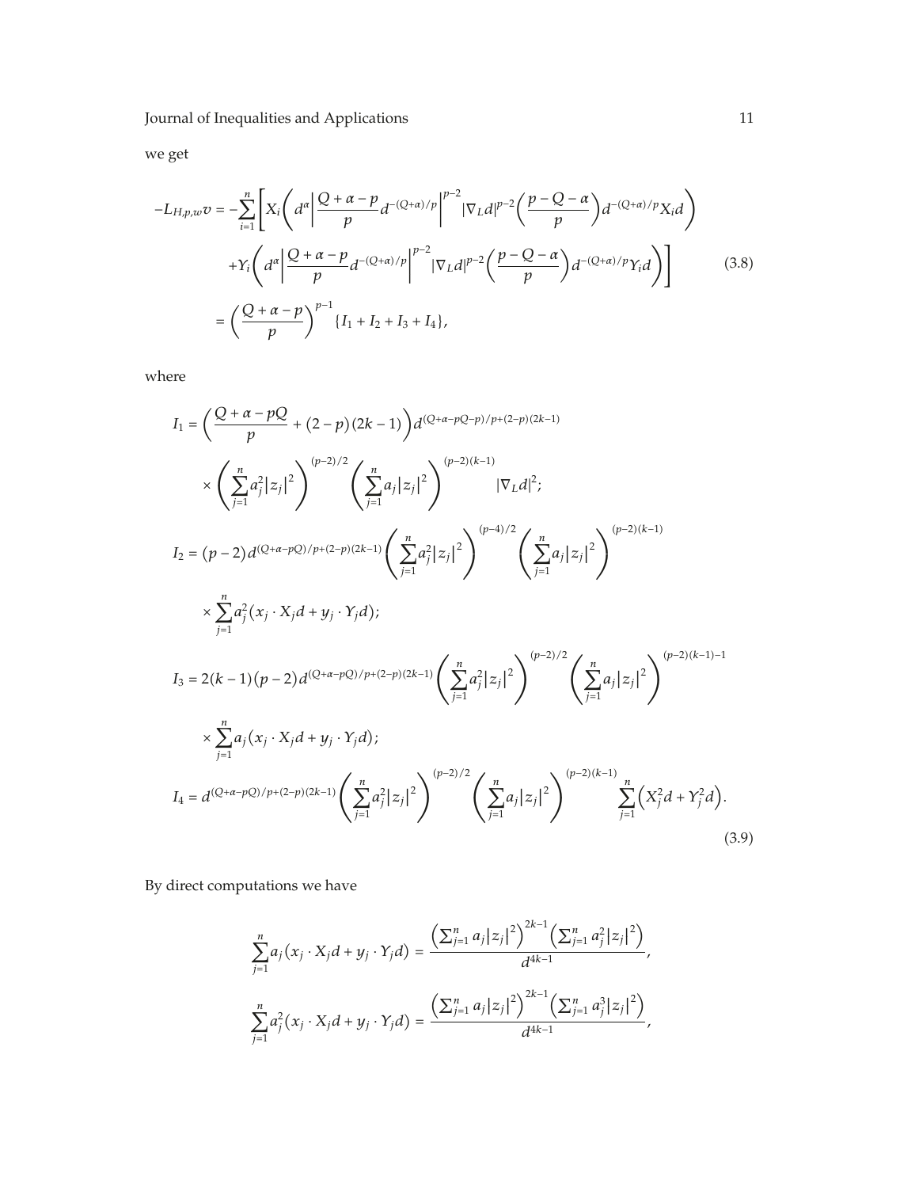we get

$$
\begin{aligned}
-L_{H,p,w}v &= -\sum_{i=1}^{n}\Bigg[X_i\left(d^{\alpha}\left|\frac{Q+\alpha-p}{p}d^{-(Q+\alpha)/p}\right|^{p-2}|\nabla_L d|^{p-2}\left(\frac{p-Q-\alpha}{p}\right)d^{-(Q+\alpha)/p}X_i d\right) \\
&\quad +Y_i\left(d^{\alpha}\left|\frac{Q+\alpha-p}{p}d^{-(Q+\alpha)/p}\right|^{p-2}|\nabla_L d|^{p-2}\left(\frac{p-Q-\alpha}{p}\right)d^{-(Q+\alpha)/p}Y_i d\right)\Bigg] \\
&= \left(\frac{Q+\alpha-p}{p}\right)^{p-1}\{I_1+I_2+I_3+I_4\},
\end{aligned}
\tag{3.8}
$$

where

$$
\begin{aligned}
I_1 &= \left(\frac{Q+\alpha-pQ}{p}+(2-p)(2k-1)\right)d^{(Q+\alpha-pQ-p)/p+(2-p)(2k-1)} \\
&\quad\times\left(\sum_{j=1}^{n}a_j^2|z_j|^2\right)^{(p-2)/2}\left(\sum_{j=1}^{n}a_j|z_j|^2\right)^{(p-2)(k-1)}|\nabla_L d|^2; \\
I_2 &= (p-2)d^{(Q+\alpha-pQ)/p+(2-p)(2k-1)}\left(\sum_{j=1}^{n}a_j^2|z_j|^2\right)^{(p-4)/2}\left(\sum_{j=1}^{n}a_j|z_j|^2\right)^{(p-2)(k-1)} \\
&\quad\times\sum_{j=1}^{n}a_j^2\left(x_j\cdot X_j d+y_j\cdot Y_j d\right); \\
I_3 &= 2(k-1)(p-2)d^{(Q+\alpha-pQ)/p+(2-p)(2k-1)}\left(\sum_{j=1}^{n}a_j^2|z_j|^2\right)^{(p-2)/2}\left(\sum_{j=1}^{n}a_j|z_j|^2\right)^{(p-2)(k-1)-1} \\
&\quad\times\sum_{j=1}^{n}a_j\left(x_j\cdot X_j d+y_j\cdot Y_j d\right); \\
I_4 &= d^{(Q+\alpha-pQ)/p+(2-p)(2k-1)}\left(\sum_{j=1}^{n}a_j^2|z_j|^2\right)^{(p-2)/2}\left(\sum_{j=1}^{n}a_j|z_j|^2\right)^{(p-2)(k-1)}\sum_{j=1}^{n}\left(X_j^2 d+Y_j^2 d\right).
\end{aligned}
\tag{3.9}
$$

By direct computations we have

$$
\begin{aligned}
\sum_{j=1}^{n}a_j\left(x_j\cdot X_j d+y_j\cdot Y_j d\right) &= \frac{\left(\sum_{j=1}^{n}a_j|z_j|^2\right)^{2k-1}\left(\sum_{j=1}^{n}a_j^2|z_j|^2\right)}{d^{4k-1}}, \\
\sum_{j=1}^{n}a_j^2\left(x_j\cdot X_j d+y_j\cdot Y_j d\right) &= \frac{\left(\sum_{j=1}^{n}a_j|z_j|^2\right)^{2k-1}\left(\sum_{j=1}^{n}a_j^3|z_j|^2\right)}{d^{4k-1}},
\end{aligned}
$$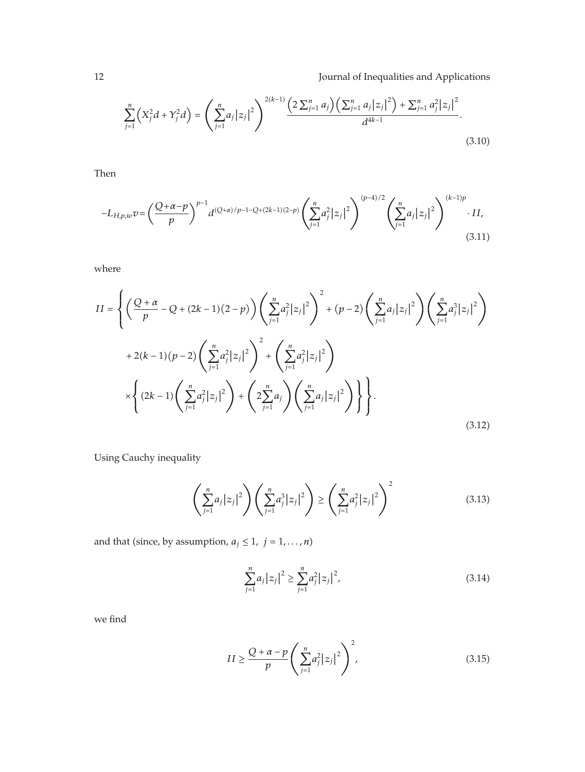$$\sum_{j=1}^{n}\left(X_j^2 d + Y_j^2 d\right) = \left(\sum_{j=1}^{n} a_j |z_j|^2\right)^{2(k-1)} \frac{\left(2\sum_{j=1}^{n} a_j\right)\left(\sum_{j=1}^{n} a_j |z_j|^2\right) + \sum_{j=1}^{n} a_j^2 |z_j|^2}{d^{4k-1}}. \tag{3.10}$$

Then

$$-L_{H,p,w} v = \left(\frac{Q+\alpha-p}{p}\right)^{p-1} d^{(Q+\alpha)/p-1-Q+(2k-1)(2-p)} \left(\sum_{j=1}^{n} a_j^2 |z_j|^2\right)^{(p-4)/2} \left(\sum_{j=1}^{n} a_j |z_j|^2\right)^{(k-1)p} \cdot II, \tag{3.11}$$

where

$$\begin{aligned} II = \Bigg\{ &\left(\frac{Q+\alpha}{p} - Q + (2k-1)(2-p)\right)\left(\sum_{j=1}^{n} a_j^2 |z_j|^2\right)^2 + (p-2)\left(\sum_{j=1}^{n} a_j |z_j|^2\right)\left(\sum_{j=1}^{n} a_j^3 |z_j|^2\right) \\ &+ 2(k-1)(p-2)\left(\sum_{j=1}^{n} a_j^2 |z_j|^2\right)^2 + \left(\sum_{j=1}^{n} a_j^2 |z_j|^2\right) \\ &\times \left\{(2k-1)\left(\sum_{j=1}^{n} a_j^2 |z_j|^2\right) + \left(2\sum_{j=1}^{n} a_j\right)\left(\sum_{j=1}^{n} a_j |z_j|^2\right)\right\}\Bigg\}. \end{aligned} \tag{3.12}$$

Using Cauchy inequality

$$\left(\sum_{j=1}^{n} a_j |z_j|^2\right)\left(\sum_{j=1}^{n} a_j^3 |z_j|^2\right) \geq \left(\sum_{j=1}^{n} a_j^2 |z_j|^2\right)^2 \tag{3.13}$$

and that (since, by assumption, $a_j \leq 1$, $j = 1, \dots, n$)

$$\sum_{j=1}^{n} a_j |z_j|^2 \geq \sum_{j=1}^{n} a_j^2 |z_j|^2, \tag{3.14}$$

we find

$$II \geq \frac{Q+\alpha-p}{p}\left(\sum_{j=1}^{n} a_j^2 |z_j|^2\right)^2, \tag{3.15}$$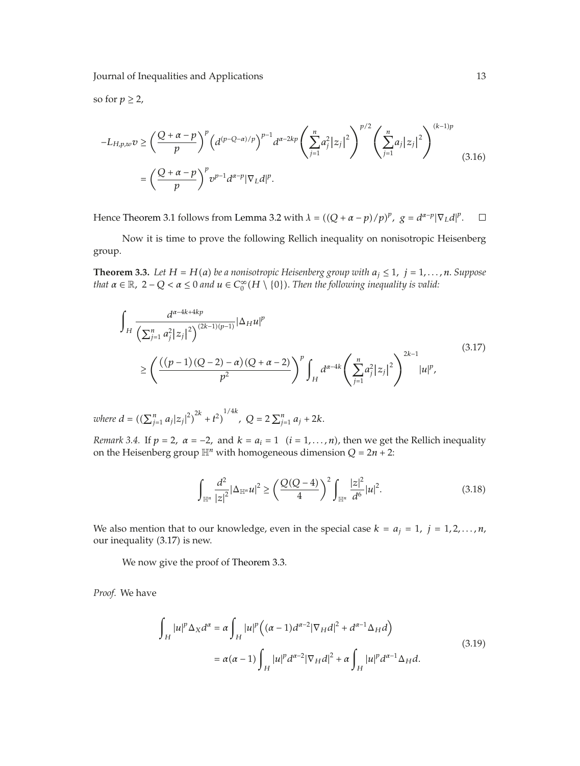so for $p \geq 2$,

$$
\begin{aligned}
-L_{H,p,w}v &\geq \left(\frac{Q+\alpha-p}{p}\right)^p \left(d^{(p-Q-\alpha)/p}\right)^{p-1} d^{\alpha-2kp} \left(\sum_{j=1}^n a_j^2 |z_j|^2\right)^{p/2} \left(\sum_{j=1}^n a_j |z_j|^2\right)^{(k-1)p} \\
&= \left(\frac{Q+\alpha-p}{p}\right)^p v^{p-1} d^{\alpha-p} |\nabla_L d|^p.
\end{aligned}
\tag{3.16}
$$

Hence Theorem 3.1 follows from Lemma 3.2 with $\lambda = ((Q+\alpha-p)/p)^p$, $g = d^{\alpha-p}|\nabla_L d|^p$. □

Now it is time to prove the following Rellich inequality on nonisotropic Heisenberg group.

**Theorem 3.3.** *Let $H = H(a)$ be a nonisotropic Heisenberg group with $a_j \leq 1$, $j = 1, \ldots, n$. Suppose that $\alpha \in \mathbb{R}$, $2 - Q < \alpha \leq 0$ and $u \in C_0^\infty(H \setminus \{0\})$. Then the following inequality is valid:*

$$
\begin{aligned}
&\int_H \frac{d^{\alpha-4k+4kp}}{\left(\sum_{j=1}^n a_j^2 |z_j|^2\right)^{(2k-1)(p-1)}} |\Delta_H u|^p \\
&\quad \geq \left(\frac{((p-1)(Q-2)-\alpha)(Q+\alpha-2)}{p^2}\right)^p \int_H d^{\alpha-4k} \left(\sum_{j=1}^n a_j^2 |z_j|^2\right)^{2k-1} |u|^p,
\end{aligned}
\tag{3.17}
$$

*where $d = ((\sum_{j=1}^n a_j |z_j|^2)^{2k} + t^2)^{1/4k}$, $Q = 2\sum_{j=1}^n a_j + 2k$.*

*Remark 3.4.* If $p = 2$, $\alpha = -2$, and $k = a_i = 1$ $(i = 1, \ldots, n)$, then we get the Rellich inequality on the Heisenberg group $\mathbb{H}^n$ with homogeneous dimension $Q = 2n + 2$:

$$
\int_{\mathbb{H}^n} \frac{d^2}{|z|^2} |\Delta_{\mathbb{H}^n} u|^2 \geq \left(\frac{Q(Q-4)}{4}\right)^2 \int_{\mathbb{H}^n} \frac{|z|^2}{d^6} |u|^2.
\tag{3.18}
$$

We also mention that to our knowledge, even in the special case $k = a_j = 1$, $j = 1, 2, \ldots, n$, our inequality (3.17) is new.

We now give the proof of Theorem 3.3.

*Proof.* We have

$$
\begin{aligned}
\int_H |u|^p \Delta_X d^\alpha &= \alpha \int_H |u|^p \left((\alpha-1) d^{\alpha-2} |\nabla_H d|^2 + d^{\alpha-1} \Delta_H d\right) \\
&= \alpha(\alpha-1) \int_H |u|^p d^{\alpha-2} |\nabla_H d|^2 + \alpha \int_H |u|^p d^{\alpha-1} \Delta_H d.
\end{aligned}
\tag{3.19}
$$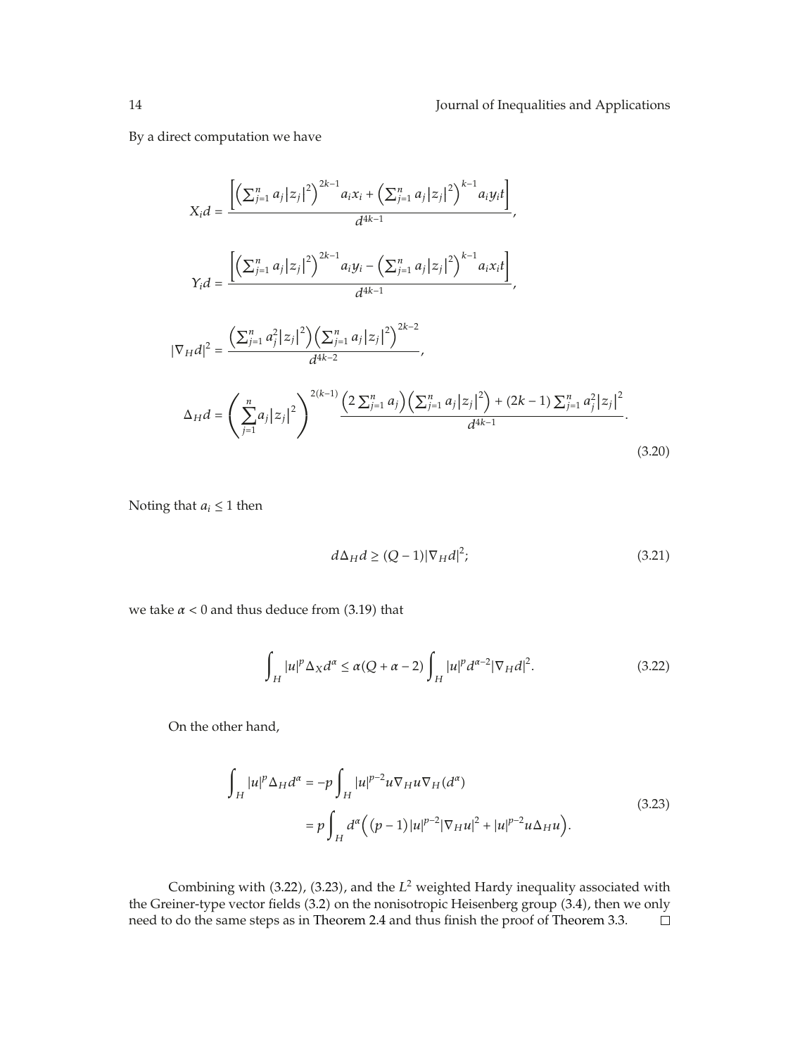By a direct computation we have

$$
\begin{aligned}
X_i d &= \frac{\left[\left(\sum_{j=1}^{n} a_j |z_j|^2\right)^{2k-1} a_i x_i + \left(\sum_{j=1}^{n} a_j |z_j|^2\right)^{k-1} a_i y_i t\right]}{d^{4k-1}}, \\
Y_i d &= \frac{\left[\left(\sum_{j=1}^{n} a_j |z_j|^2\right)^{2k-1} a_i y_i - \left(\sum_{j=1}^{n} a_j |z_j|^2\right)^{k-1} a_i x_i t\right]}{d^{4k-1}}, \\
|\nabla_H d|^2 &= \frac{\left(\sum_{j=1}^{n} a_j^2 |z_j|^2\right)\left(\sum_{j=1}^{n} a_j |z_j|^2\right)^{2k-2}}{d^{4k-2}}, \\
\Delta_H d &= \left(\sum_{j=1}^{n} a_j |z_j|^2\right)^{2(k-1)} \frac{\left(2\sum_{j=1}^{n} a_j\right)\left(\sum_{j=1}^{n} a_j |z_j|^2\right) + (2k-1)\sum_{j=1}^{n} a_j^2 |z_j|^2}{d^{4k-1}}.
\end{aligned}
\tag{3.20}
$$

Noting that $a_i \leq 1$ then

$$
d\Delta_H d \geq (Q-1)|\nabla_H d|^2; \tag{3.21}
$$

we take $\alpha < 0$ and thus deduce from (3.19) that

$$
\int_H |u|^p \Delta_X d^\alpha \leq \alpha(Q+\alpha-2)\int_H |u|^p d^{\alpha-2}|\nabla_H d|^2. \tag{3.22}
$$

On the other hand,

$$
\begin{aligned}
\int_H |u|^p \Delta_H d^\alpha &= -p\int_H |u|^{p-2} u \nabla_H u \nabla_H (d^\alpha) \\
&= p\int_H d^\alpha\left((p-1)|u|^{p-2}|\nabla_H u|^2 + |u|^{p-2} u \Delta_H u\right).
\end{aligned}
\tag{3.23}
$$

Combining with (3.22), (3.23), and the $L^2$ weighted Hardy inequality associated with the Greiner-type vector fields (3.2) on the nonisotropic Heisenberg group (3.4), then we only need to do the same steps as in Theorem 2.4 and thus finish the proof of Theorem 3.3. □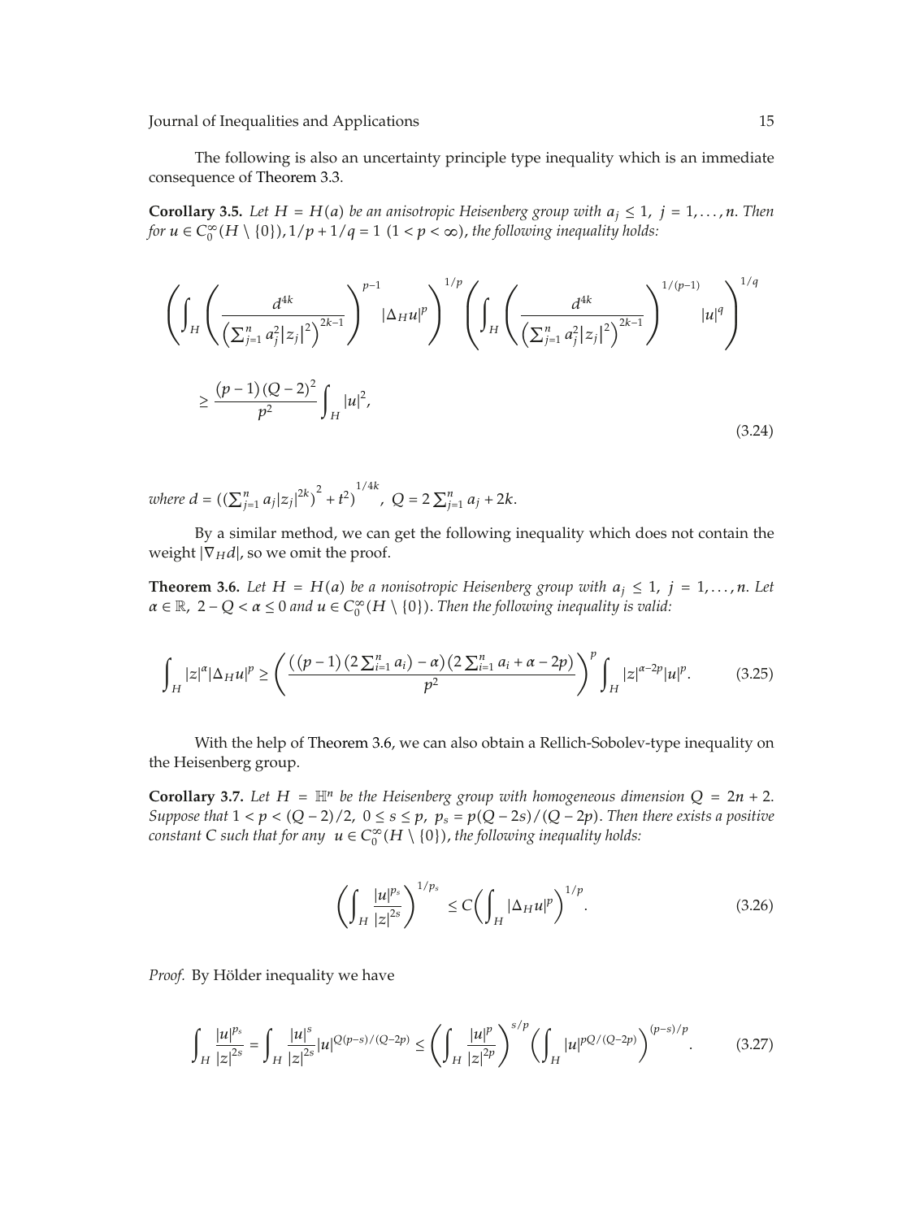The following is also an uncertainty principle type inequality which is an immediate consequence of Theorem 3.3.

**Corollary 3.5.** *Let $H = H(a)$ be an anisotropic Heisenberg group with $a_j \le 1$, $j = 1, \ldots, n$. Then for $u \in C_0^\infty(H \setminus \{0\})$, $1/p + 1/q = 1$ $(1 < p < \infty)$, the following inequality holds:*

$$\left(\int_H \left(\frac{d^{4k}}{\left(\sum_{j=1}^n a_j^2 |z_j|^2\right)^{2k-1}}\right)^{p-1} |\Delta_H u|^p\right)^{1/p} \left(\int_H \left(\frac{d^{4k}}{\left(\sum_{j=1}^n a_j^2 |z_j|^2\right)^{2k-1}}\right)^{1/(p-1)} |u|^q\right)^{1/q}$$
$$\ge \frac{(p-1)(Q-2)^2}{p^2} \int_H |u|^2, \tag{3.24}$$

*where $d = \left(\left(\sum_{j=1}^n a_j |z_j|^{2k}\right)^2 + t^2\right)^{1/4k}$, $Q = 2\sum_{j=1}^n a_j + 2k$.*

By a similar method, we can get the following inequality which does not contain the weight $|\nabla_H d|$, so we omit the proof.

**Theorem 3.6.** *Let $H = H(a)$ be a nonisotropic Heisenberg group with $a_j \le 1$, $j = 1, \ldots, n$. Let $\alpha \in \mathbb{R}$, $2 - Q < \alpha \le 0$ and $u \in C_0^\infty(H \setminus \{0\})$. Then the following inequality is valid:*

$$\int_H |z|^\alpha |\Delta_H u|^p \ge \left(\frac{\left((p-1)\left(2\sum_{i=1}^n a_i\right) - \alpha\right)\left(2\sum_{i=1}^n a_i + \alpha - 2p\right)}{p^2}\right)^p \int_H |z|^{\alpha - 2p} |u|^p. \tag{3.25}$$

With the help of Theorem 3.6, we can also obtain a Rellich-Sobolev-type inequality on the Heisenberg group.

**Corollary 3.7.** *Let $H = \mathbb{H}^n$ be the Heisenberg group with homogeneous dimension $Q = 2n + 2$. Suppose that $1 < p < (Q-2)/2$, $0 \le s \le p$, $p_s = p(Q - 2s)/(Q - 2p)$. Then there exists a positive constant $C$ such that for any $u \in C_0^\infty(H \setminus \{0\})$, the following inequality holds:*

$$\left(\int_H \frac{|u|^{p_s}}{|z|^{2s}}\right)^{1/p_s} \le C\left(\int_H |\Delta_H u|^p\right)^{1/p}. \tag{3.26}$$

*Proof.* By Hölder inequality we have

$$\int_H \frac{|u|^{p_s}}{|z|^{2s}} = \int_H \frac{|u|^s}{|z|^{2s}} |u|^{Q(p-s)/(Q-2p)} \le \left(\int_H \frac{|u|^p}{|z|^{2p}}\right)^{s/p} \left(\int_H |u|^{pQ/(Q-2p)}\right)^{(p-s)/p}. \tag{3.27}$$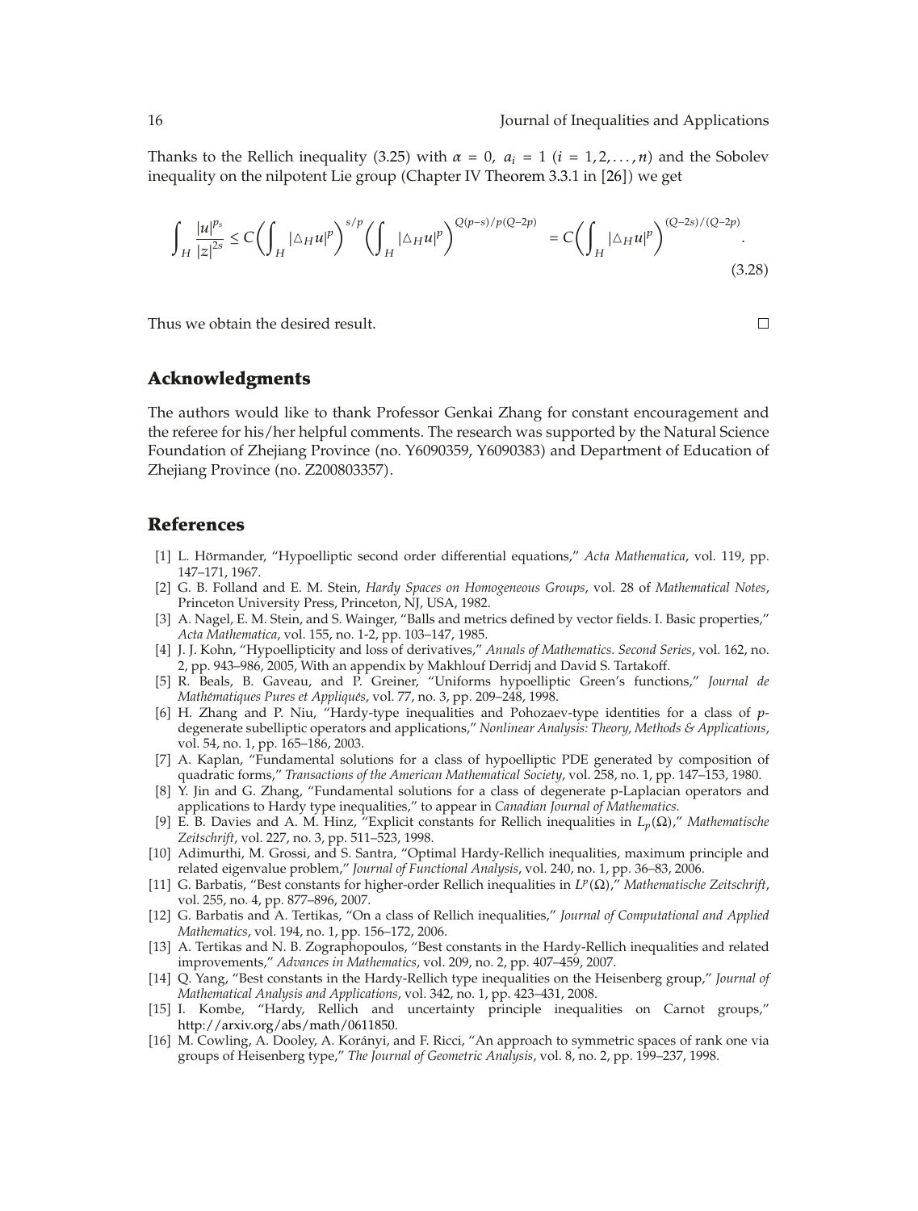Thanks to the Rellich inequality (3.25) with $\alpha = 0$, $a_i = 1$ ($i = 1, 2, \ldots, n$) and the Sobolev inequality on the nilpotent Lie group (Chapter IV Theorem 3.3.1 in [26]) we get

$$\int_H \frac{|u|^{p_s}}{|z|^{2s}} \leq C\left(\int_H |\triangle_H u|^p\right)^{s/p}\left(\int_H |\triangle_H u|^p\right)^{Q(p-s)/p(Q-2p)} = C\left(\int_H |\triangle_H u|^p\right)^{(Q-2s)/(Q-2p)}. \tag{3.28}$$

Thus we obtain the desired result. □

## Acknowledgments

The authors would like to thank Professor Genkai Zhang for constant encouragement and the referee for his/her helpful comments. The research was supported by the Natural Science Foundation of Zhejiang Province (no. Y6090359, Y6090383) and Department of Education of Zhejiang Province (no. Z200803357).

## References

[1] L. Hörmander, "Hypoelliptic second order differential equations," *Acta Mathematica*, vol. 119, pp. 147–171, 1967.

[2] G. B. Folland and E. M. Stein, *Hardy Spaces on Homogeneous Groups*, vol. 28 of *Mathematical Notes*, Princeton University Press, Princeton, NJ, USA, 1982.

[3] A. Nagel, E. M. Stein, and S. Wainger, "Balls and metrics defined by vector fields. I. Basic properties," *Acta Mathematica*, vol. 155, no. 1-2, pp. 103–147, 1985.

[4] J. J. Kohn, "Hypoellipticity and loss of derivatives," *Annals of Mathematics. Second Series*, vol. 162, no. 2, pp. 943–986, 2005, With an appendix by Makhlouf Derridj and David S. Tartakoff.

[5] R. Beals, B. Gaveau, and P. Greiner, "Uniforms hypoelliptic Green's functions," *Journal de Mathématiques Pures et Appliquées*, vol. 77, no. 3, pp. 209–248, 1998.

[6] H. Zhang and P. Niu, "Hardy-type inequalities and Pohozaev-type identities for a class of $p$-degenerate subelliptic operators and applications," *Nonlinear Analysis: Theory, Methods & Applications*, vol. 54, no. 1, pp. 165–186, 2003.

[7] A. Kaplan, "Fundamental solutions for a class of hypoelliptic PDE generated by composition of quadratic forms," *Transactions of the American Mathematical Society*, vol. 258, no. 1, pp. 147–153, 1980.

[8] Y. Jin and G. Zhang, "Fundamental solutions for a class of degenerate p-Laplacian operators and applications to Hardy type inequalities," to appear in *Canadian Journal of Mathematics*.

[9] E. B. Davies and A. M. Hinz, "Explicit constants for Rellich inequalities in $L_p(\Omega)$," *Mathematische Zeitschrift*, vol. 227, no. 3, pp. 511–523, 1998.

[10] Adimurthi, M. Grossi, and S. Santra, "Optimal Hardy-Rellich inequalities, maximum principle and related eigenvalue problem," *Journal of Functional Analysis*, vol. 240, no. 1, pp. 36–83, 2006.

[11] G. Barbatis, "Best constants for higher-order Rellich inequalities in $L^p(\Omega)$," *Mathematische Zeitschrift*, vol. 255, no. 4, pp. 877–896, 2007.

[12] G. Barbatis and A. Tertikas, "On a class of Rellich inequalities," *Journal of Computational and Applied Mathematics*, vol. 194, no. 1, pp. 156–172, 2006.

[13] A. Tertikas and N. B. Zographopoulos, "Best constants in the Hardy-Rellich inequalities and related improvements," *Advances in Mathematics*, vol. 209, no. 2, pp. 407–459, 2007.

[14] Q. Yang, "Best constants in the Hardy-Rellich type inequalities on the Heisenberg group," *Journal of Mathematical Analysis and Applications*, vol. 342, no. 1, pp. 423–431, 2008.

[15] I. Kombe, "Hardy, Rellich and uncertainty principle inequalities on Carnot groups," http://arxiv.org/abs/math/0611850.

[16] M. Cowling, A. Dooley, A. Korányi, and F. Ricci, "An approach to symmetric spaces of rank one via groups of Heisenberg type," *The Journal of Geometric Analysis*, vol. 8, no. 2, pp. 199–237, 1998.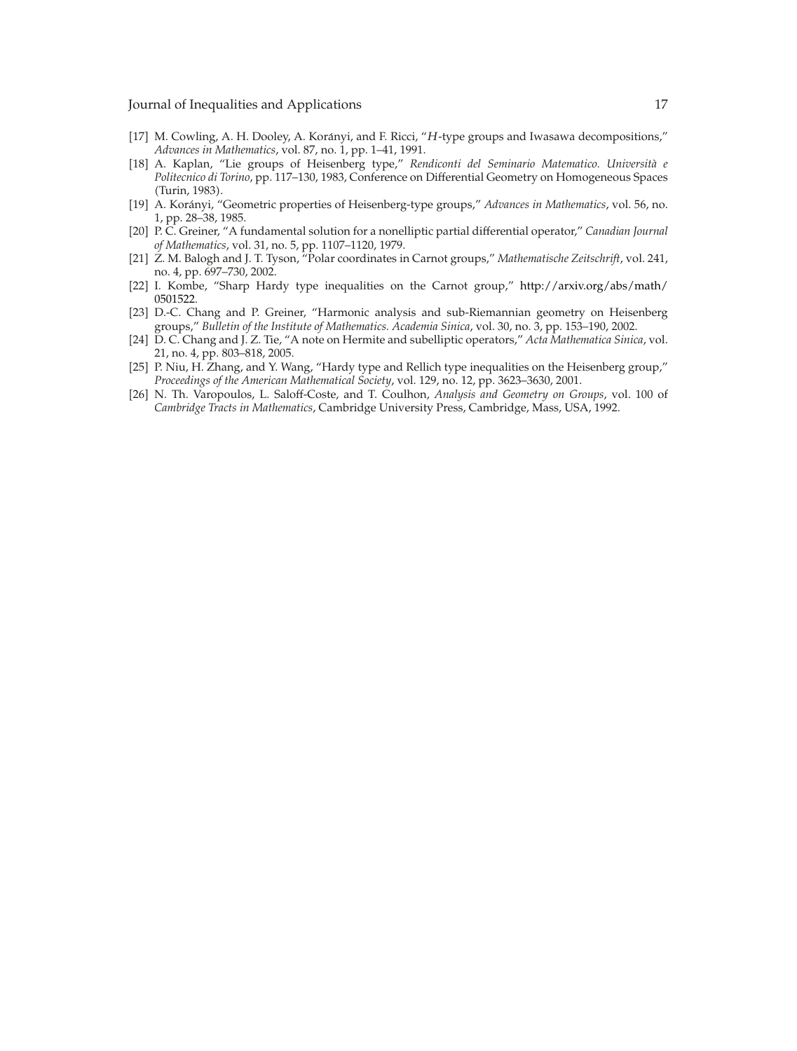[17] M. Cowling, A. H. Dooley, A. Korányi, and F. Ricci, "$H$-type groups and Iwasawa decompositions," *Advances in Mathematics*, vol. 87, no. 1, pp. 1–41, 1991.

[18] A. Kaplan, "Lie groups of Heisenberg type," *Rendiconti del Seminario Matematico. Università e Politecnico di Torino*, pp. 117–130, 1983, Conference on Differential Geometry on Homogeneous Spaces (Turin, 1983).

[19] A. Korányi, "Geometric properties of Heisenberg-type groups," *Advances in Mathematics*, vol. 56, no. 1, pp. 28–38, 1985.

[20] P. C. Greiner, "A fundamental solution for a nonelliptic partial differential operator," *Canadian Journal of Mathematics*, vol. 31, no. 5, pp. 1107–1120, 1979.

[21] Z. M. Balogh and J. T. Tyson, "Polar coordinates in Carnot groups," *Mathematische Zeitschrift*, vol. 241, no. 4, pp. 697–730, 2002.

[22] I. Kombe, "Sharp Hardy type inequalities on the Carnot group," http://arxiv.org/abs/math/0501522.

[23] D.-C. Chang and P. Greiner, "Harmonic analysis and sub-Riemannian geometry on Heisenberg groups," *Bulletin of the Institute of Mathematics. Academia Sinica*, vol. 30, no. 3, pp. 153–190, 2002.

[24] D. C. Chang and J. Z. Tie, "A note on Hermite and subelliptic operators," *Acta Mathematica Sinica*, vol. 21, no. 4, pp. 803–818, 2005.

[25] P. Niu, H. Zhang, and Y. Wang, "Hardy type and Rellich type inequalities on the Heisenberg group," *Proceedings of the American Mathematical Society*, vol. 129, no. 12, pp. 3623–3630, 2001.

[26] N. Th. Varopoulos, L. Saloff-Coste, and T. Coulhon, *Analysis and Geometry on Groups*, vol. 100 of *Cambridge Tracts in Mathematics*, Cambridge University Press, Cambridge, Mass, USA, 1992.